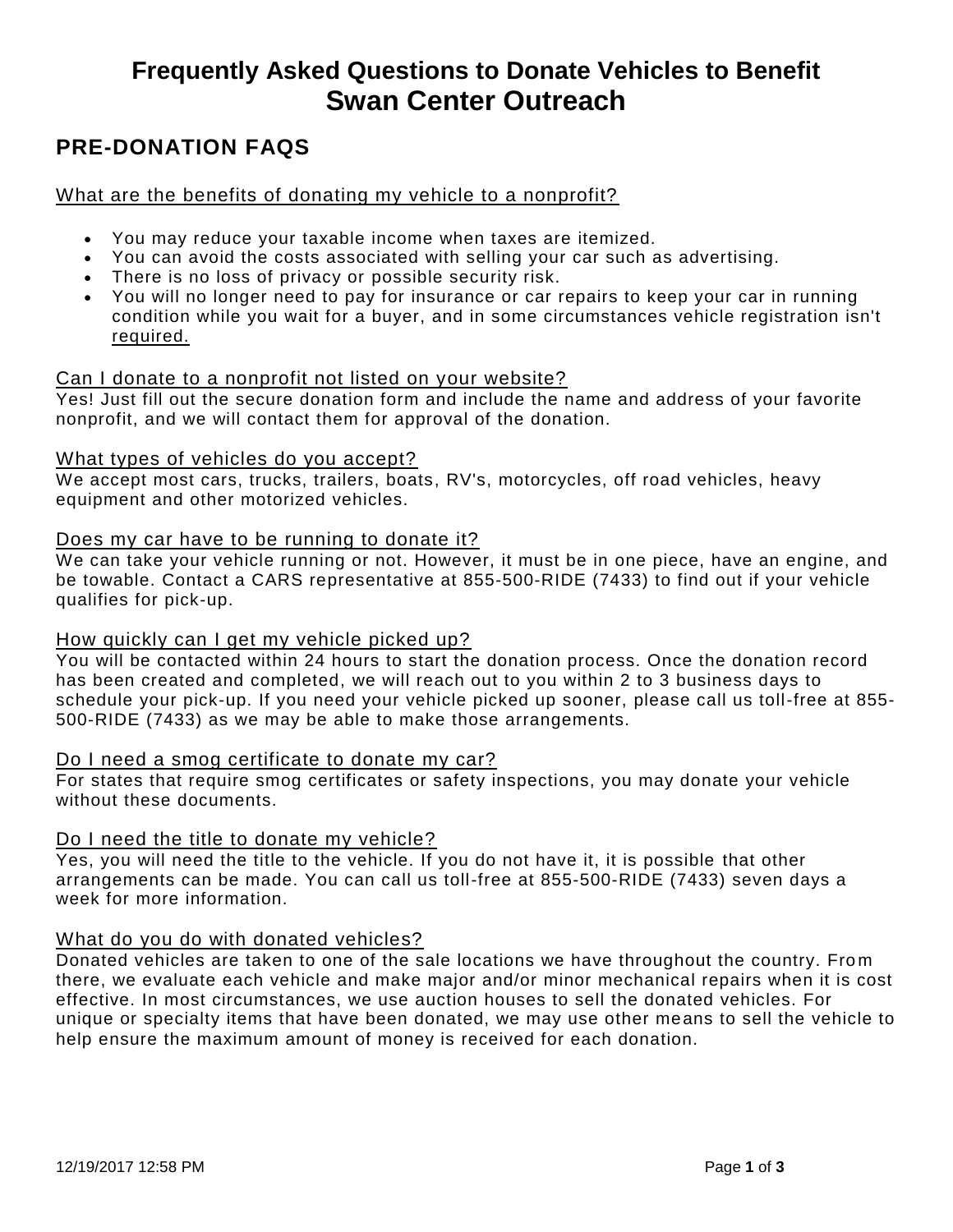# Frequently Asked Questions to Donate Vehicles to Benefit Swan Center Outreach

## PRE-DONATION FAQS

### What are the benefits of donating my vehicle to a nonprofit?

- You may reduce your taxable income when taxes are itemized.
- You can avoid the costs associated with selling your car such as advertising.
- There is no loss of privacy or possible security risk.
- You will no longer need to pay for insurance or car repairs to keep your car in running condition while you wait for a buyer, and in some circumstances vehicle registration isn't required.

### Can I donate to a nonprofit not listed on your website?

Yes! Just fill out the secure donation form and include the name and address of your favorite nonprofit, and we will contact them for approval of the donation.

### What types of vehicles do you accept?

We accept most cars, trucks, trailers, boats, RV's, motorcycles, off road vehicles, heavy equipment and other motorized vehicles.

### Does my car have to be running to donate it?

We can take your vehicle running or not. However, it must be in one piece, have an engine, and be towable. Contact a CARS representative at 855-500-RIDE (7433) to find out if your vehicle qualifies for pick-up.

### How quickly can I get my vehicle picked up?

You will be contacted within 24 hours to start the donation process. Once the donation record has been created and completed, we will reach out to you within 2 to 3 business days to schedule your pick-up. If you need your vehicle picked up sooner, please call us toll-free at 855-500-RIDE (7433) as we may be able to make those arrangements.

### Do I need a smog certificate to donate my car?

For states that require smog certificates or safety inspections, you may donate your vehicle without these documents.

### Do I need the title to donate my vehicle?

Yes, you will need the title to the vehicle. If you do not have it, it is possible that other arrangements can be made. You can call us toll-free at 855-500-RIDE (7433) seven days a week for more information.

### What do you do with donated vehicles?

Donated vehicles are taken to one of the sale locations we have throughout the country. From there, we evaluate each vehicle and make major and/or minor mechanical repairs when it is cost effective. In most circumstances, we use auction houses to sell the donated vehicles. For unique or specialty items that have been donated, we may use other means to sell the vehicle to help ensure the maximum amount of money is received for each donation.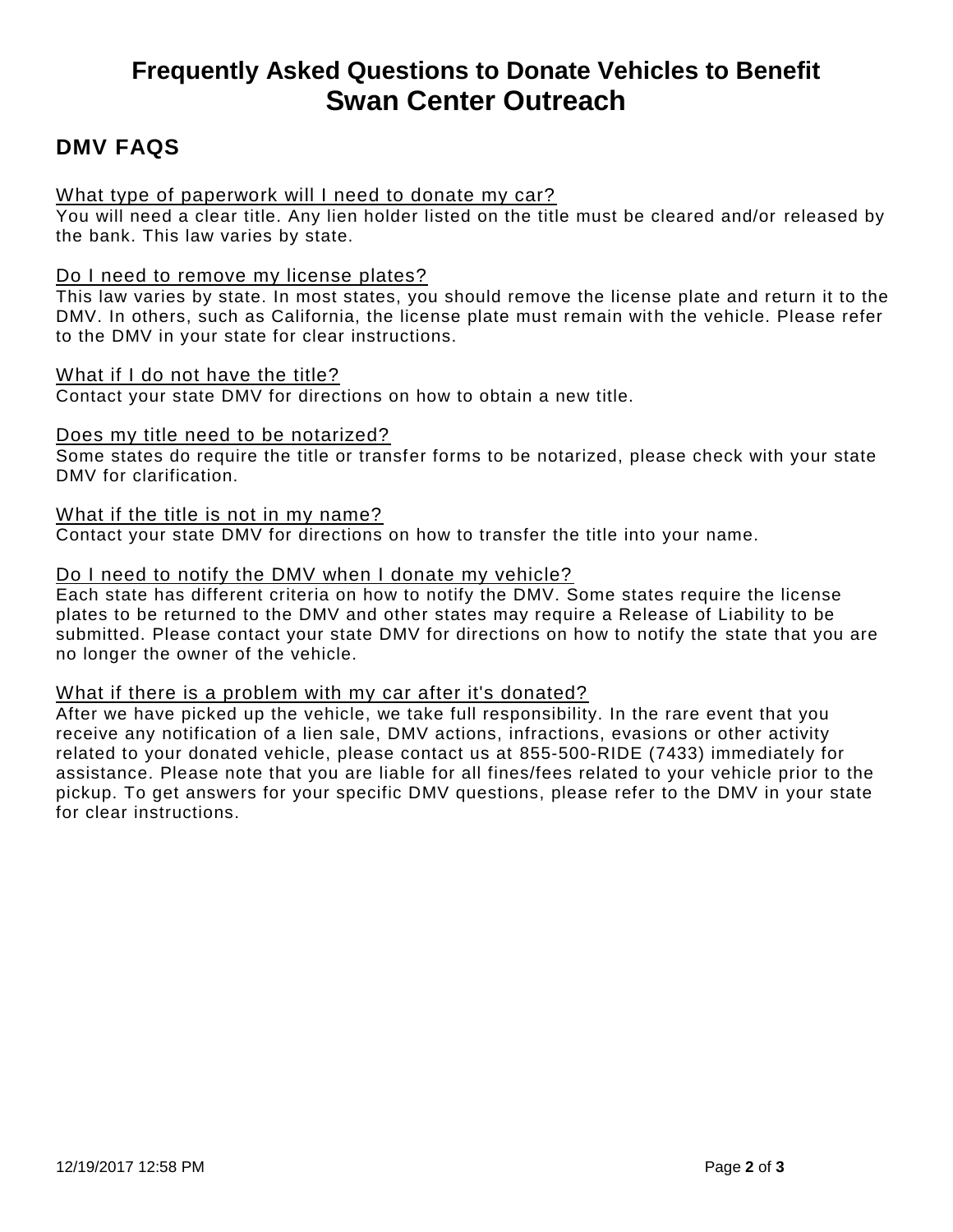# Frequently Asked Questions to Donate Vehicles to Benefit Swan Center Outreach

## DMV FAQS

What type of paperwork will I need to donate my car?

You will need a clear title. Any lien holder listed on the title must be cleared and/or released by the bank. This law varies by state.

Do I need to remove my license plates?

This law varies by state. In most states, you should remove the license plate and return it to the DMV. In others, such as California, the license plate must remain with the vehicle. Please refer to the DMV in your state for clear instructions.

What if I do not have the title?

Contact your state DMV for directions on how to obtain a new title.

Does my title need to be notarized?

Some states do require the title or transfer forms to be notarized, please check with your state DMV for clarification.

What if the title is not in my name?

Contact your state DMV for directions on how to transfer the title into your name.

Do I need to notify the DMV when I donate my vehicle?

Each state has different criteria on how to notify the DMV. Some states require the license plates to be returned to the DMV and other states may require a Release of Liability to be submitted. Please contact your state DMV for directions on how to notify the state that you are no longer the owner of the vehicle.

What if there is a problem with my car after it's donated?

After we have picked up the vehicle, we take full responsibility. In the rare event that you receive any notification of a lien sale, DMV actions, infractions, evasions or other activity related to your donated vehicle, please contact us at 855-500-RIDE (7433) immediately for assistance. Please note that you are liable for all fines/fees related to your vehicle prior to the pickup. To get answers for your specific DMV questions, please refer to the DMV in your state for clear instructions.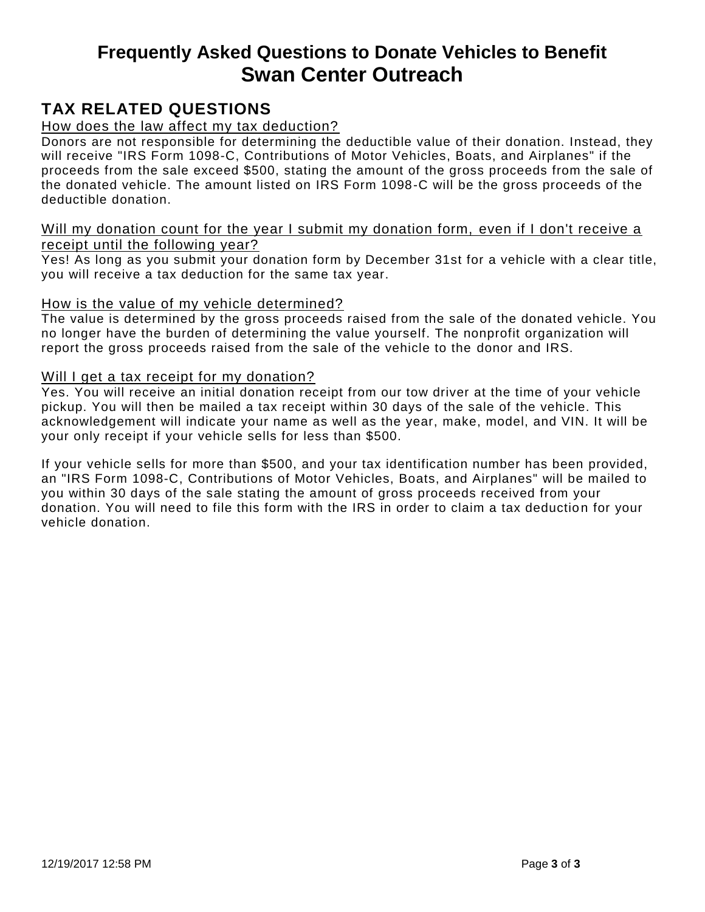# Frequently Asked Questions to Donate Vehicles to Benefit Swan Center Outreach

## TAX RELATED QUESTIONS

How does the law affect my tax deduction?

Donors are not responsible for determining the deductible value of their donation. Instead, they will receive "IRS Form 1098-C, Contributions of Motor Vehicles, Boats, and Airplanes" if the proceeds from the sale exceed $500, stating the amount of the gross proceeds from the sale of the donated vehicle. The amount listed on IRS Form 1098-C will be the gross proceeds of the deductible donation.

Will my donation count for the year I submit my donation form, even if I don't receive a receipt until the following year?

Yes! As long as you submit your donation form by December 31st for a vehicle with a clear title, you will receive a tax deduction for the same tax year.

How is the value of my vehicle determined?

The value is determined by the gross proceeds raised from the sale of the donated vehicle. You no longer have the burden of determining the value yourself. The nonprofit organization will report the gross proceeds raised from the sale of the vehicle to the donor and IRS.

Will I get a tax receipt for my donation?

Yes. You will receive an initial donation receipt from our tow driver at the time of your vehicle pickup. You will then be mailed a tax receipt within 30 days of the sale of the vehicle. This acknowledgement will indicate your name as well as the year, make, model, and VIN. It will be your only receipt if your vehicle sells for less than $500.

If your vehicle sells for more than $500, and your tax identification number has been provided, an "IRS Form 1098-C, Contributions of Motor Vehicles, Boats, and Airplanes" will be mailed to you within 30 days of the sale stating the amount of gross proceeds received from your donation. You will need to file this form with the IRS in order to claim a tax deduction for your vehicle donation.